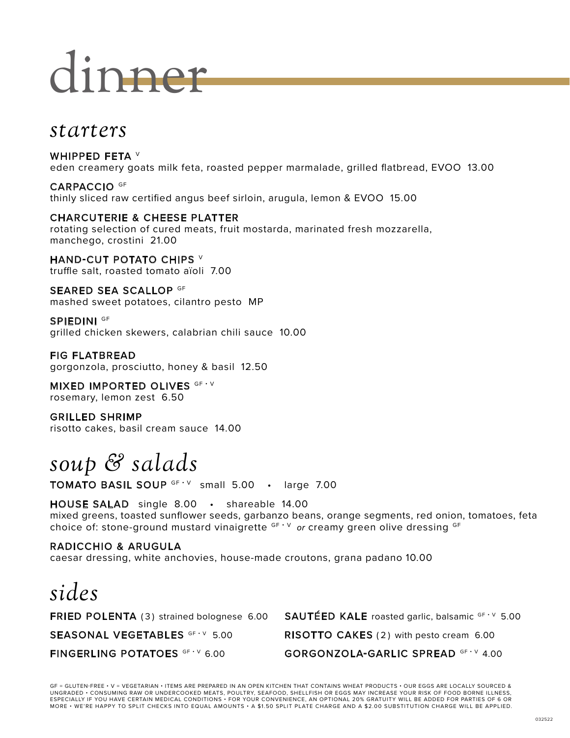# dinner

## *starters*

**WHIPPED FETA** [V]
eden creamery goats milk feta, roasted pepper marmalade, grilled flatbread, EVOO 13.00

**CARPACCIO** [GF]
thinly sliced raw certified angus beef sirloin, arugula, lemon & EVOO 15.00

**CHARCUTERIE & CHEESE PLATTER**
rotating selection of cured meats, fruit mostarda, marinated fresh mozzarella, manchego, crostini 21.00

**HAND-CUT POTATO CHIPS** [V]
truffle salt, roasted tomato aïoli 7.00

**SEARED SEA SCALLOP** [GF]
mashed sweet potatoes, cilantro pesto MP

**SPIEDINI** [GF]
grilled chicken skewers, calabrian chili sauce 10.00

**FIG FLATBREAD**
gorgonzola, prosciutto, honey & basil 12.50

**MIXED IMPORTED OLIVES** [GF • V]
rosemary, lemon zest 6.50

**GRILLED SHRIMP**
risotto cakes, basil cream sauce 14.00

## *soup & salads*

**TOMATO BASIL SOUP** [GF • V] small 5.00 • large 7.00

**HOUSE SALAD** single 8.00 • shareable 14.00
mixed greens, toasted sunflower seeds, garbanzo beans, orange segments, red onion, tomatoes, feta
choice of: stone-ground mustard vinaigrette [GF • V] *or* creamy green olive dressing [GF]

**RADICCHIO & ARUGULA**
caesar dressing, white anchovies, house-made croutons, grana padano 10.00

## *sides*

**FRIED POLENTA** (3) strained bolognese 6.00

**SEASONAL VEGETABLES** [GF • V] 5.00

**FINGERLING POTATOES** [GF • V] 6.00

**SAUTÉED KALE** roasted garlic, balsamic [GF • V] 5.00

**RISOTTO CAKES** (2) with pesto cream 6.00

**GORGONZOLA-GARLIC SPREAD** [GF • V] 4.00

GF = GLUTEN-FREE • V = VEGETARIAN • ITEMS ARE PREPARED IN AN OPEN KITCHEN THAT CONTAINS WHEAT PRODUCTS • OUR EGGS ARE LOCALLY SOURCED & UNGRADED • CONSUMING RAW OR UNDERCOOKED MEATS, POULTRY, SEAFOOD, SHELLFISH OR EGGS MAY INCREASE YOUR RISK OF FOOD BORNE ILLNESS, ESPECIALLY IF YOU HAVE CERTAIN MEDICAL CONDITIONS • FOR YOUR CONVENIENCE, AN OPTIONAL 20% GRATUITY WILL BE ADDED FOR PARTIES OF 6 OR MORE • WE'RE HAPPY TO SPLIT CHECKS INTO EQUAL AMOUNTS • A $1.50 SPLIT PLATE CHARGE AND A $2.00 SUBSTITUTION CHARGE WILL BE APPLIED.

032522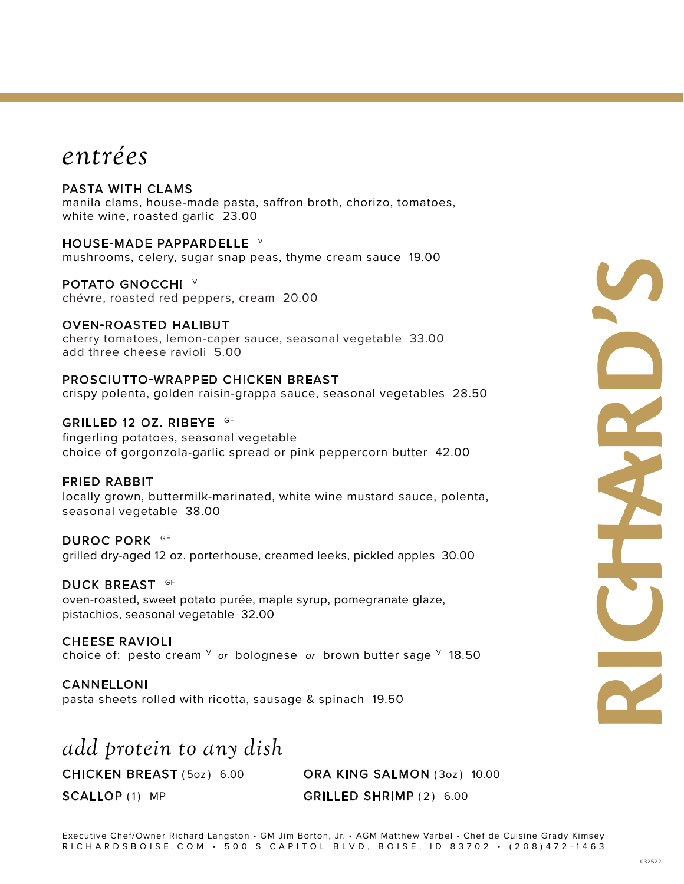## *entrées*

**PASTA WITH CLAMS**
manila clams, house-made pasta, saffron broth, chorizo, tomatoes, white wine, roasted garlic  23.00

**HOUSE-MADE PAPPARDELLE** V
mushrooms, celery, sugar snap peas, thyme cream sauce  19.00

**POTATO GNOCCHI** V
chévre, roasted red peppers, cream  20.00

**OVEN-ROASTED HALIBUT**
cherry tomatoes, lemon-caper sauce, seasonal vegetable  33.00
add three cheese ravioli  5.00

**PROSCIUTTO-WRAPPED CHICKEN BREAST**
crispy polenta, golden raisin-grappa sauce, seasonal vegetables  28.50

**GRILLED 12 OZ. RIBEYE** GF
fingerling potatoes, seasonal vegetable
choice of gorgonzola-garlic spread or pink peppercorn butter  42.00

**FRIED RABBIT**
locally grown, buttermilk-marinated, white wine mustard sauce, polenta, seasonal vegetable  38.00

**DUROC PORK** GF
grilled dry-aged 12 oz. porterhouse, creamed leeks, pickled apples  30.00

**DUCK BREAST** GF
oven-roasted, sweet potato purée, maple syrup, pomegranate glaze, pistachios, seasonal vegetable  32.00

**CHEESE RAVIOLI**
choice of: pesto cream V *or* bolognese *or* brown butter sage V  18.50

**CANNELLONI**
pasta sheets rolled with ricotta, sausage & spinach  19.50

## *add protein to any dish*

**CHICKEN BREAST** (5oz)  6.00
**ORA KING SALMON** (3oz)  10.00
**SCALLOP** (1)  MP
**GRILLED SHRIMP** (2)  6.00

RICHARD'S

Executive Chef/Owner Richard Langston • GM Jim Borton, Jr. • AGM Matthew Varbel • Chef de Cuisine Grady Kimsey
RICHARDSBOISE.COM • 500 S CAPITOL BLVD, BOISE, ID 83702 • (208)472-1463

032522